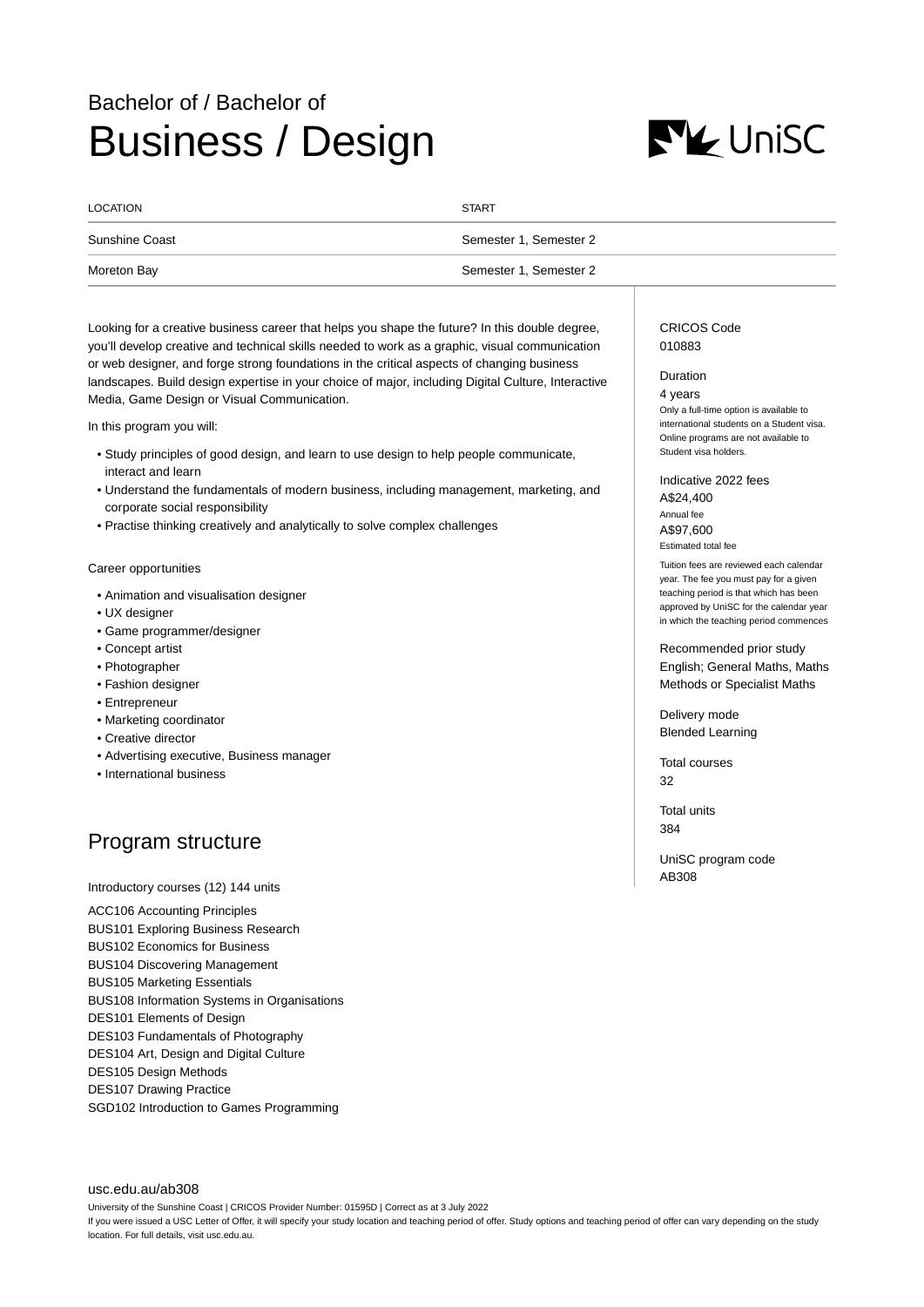Bachelor of / Bachelor of

# Business / Design

| LOCATION | START |
| --- | --- |
| Sunshine Coast | Semester 1, Semester 2 |
| Moreton Bay | Semester 1, Semester 2 |

Looking for a creative business career that helps you shape the future? In this double degree, you'll develop creative and technical skills needed to work as a graphic, visual communication or web designer, and forge strong foundations in the critical aspects of changing business landscapes. Build design expertise in your choice of major, including Digital Culture, Interactive Media, Game Design or Visual Communication.

In this program you will:

- Study principles of good design, and learn to use design to help people communicate, interact and learn
- Understand the fundamentals of modern business, including management, marketing, and corporate social responsibility
- Practise thinking creatively and analytically to solve complex challenges

Career opportunities

- Animation and visualisation designer
- UX designer
- Game programmer/designer
- Concept artist
- Photographer
- Fashion designer
- Entrepreneur
- Marketing coordinator
- Creative director
- Advertising executive, Business manager
- International business

CRICOS Code
010883

Duration
4 years
Only a full-time option is available to international students on a Student visa. Online programs are not available to Student visa holders.

Indicative 2022 fees
A$24,400
Annual fee
A$97,600
Estimated total fee

Tuition fees are reviewed each calendar year. The fee you must pay for a given teaching period is that which has been approved by UniSC for the calendar year in which the teaching period commences

Recommended prior study
English; General Maths, Maths Methods or Specialist Maths

Delivery mode
Blended Learning

Total courses
32

Total units
384

UniSC program code
AB308

## Program structure

Introductory courses (12) 144 units

ACC106 Accounting Principles
BUS101 Exploring Business Research
BUS102 Economics for Business
BUS104 Discovering Management
BUS105 Marketing Essentials
BUS108 Information Systems in Organisations
DES101 Elements of Design
DES103 Fundamentals of Photography
DES104 Art, Design and Digital Culture
DES105 Design Methods
DES107 Drawing Practice
SGD102 Introduction to Games Programming

usc.edu.au/ab308

University of the Sunshine Coast | CRICOS Provider Number: 01595D | Correct as at 3 July 2022

If you were issued a USC Letter of Offer, it will specify your study location and teaching period of offer. Study options and teaching period of offer can vary depending on the study location. For full details, visit usc.edu.au.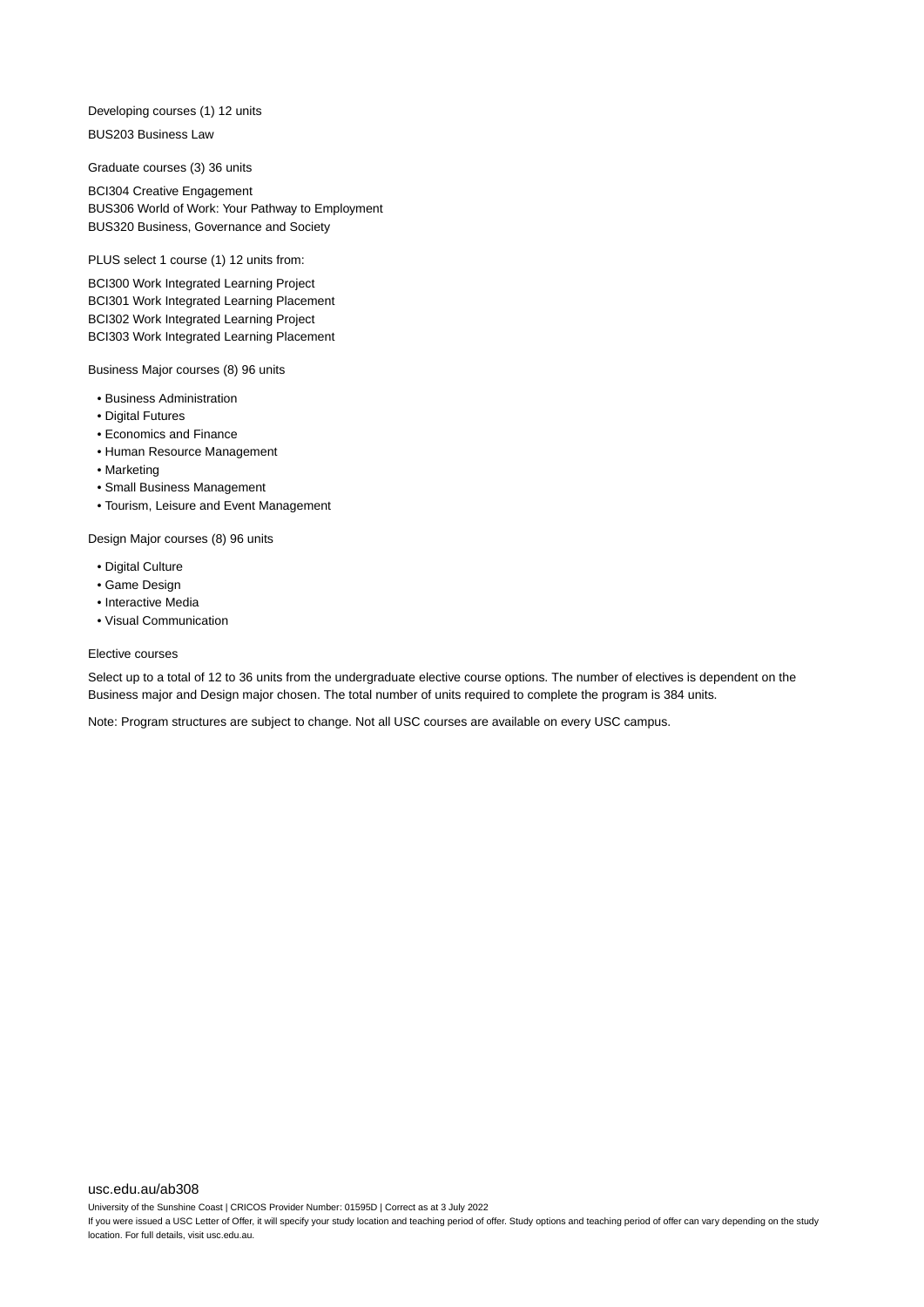Developing courses (1) 12 units

BUS203 Business Law

Graduate courses (3) 36 units

BCI304 Creative Engagement
BUS306 World of Work: Your Pathway to Employment
BUS320 Business, Governance and Society

PLUS select 1 course (1) 12 units from:

BCI300 Work Integrated Learning Project
BCI301 Work Integrated Learning Placement
BCI302 Work Integrated Learning Project
BCI303 Work Integrated Learning Placement

Business Major courses (8) 96 units

- Business Administration
- Digital Futures
- Economics and Finance
- Human Resource Management
- Marketing
- Small Business Management
- Tourism, Leisure and Event Management

Design Major courses (8) 96 units

- Digital Culture
- Game Design
- Interactive Media
- Visual Communication

Elective courses

Select up to a total of 12 to 36 units from the undergraduate elective course options. The number of electives is dependent on the Business major and Design major chosen. The total number of units required to complete the program is 384 units.

Note: Program structures are subject to change. Not all USC courses are available on every USC campus.

usc.edu.au/ab308

University of the Sunshine Coast | CRICOS Provider Number: 01595D | Correct as at 3 July 2022

If you were issued a USC Letter of Offer, it will specify your study location and teaching period of offer. Study options and teaching period of offer can vary depending on the study location. For full details, visit usc.edu.au.